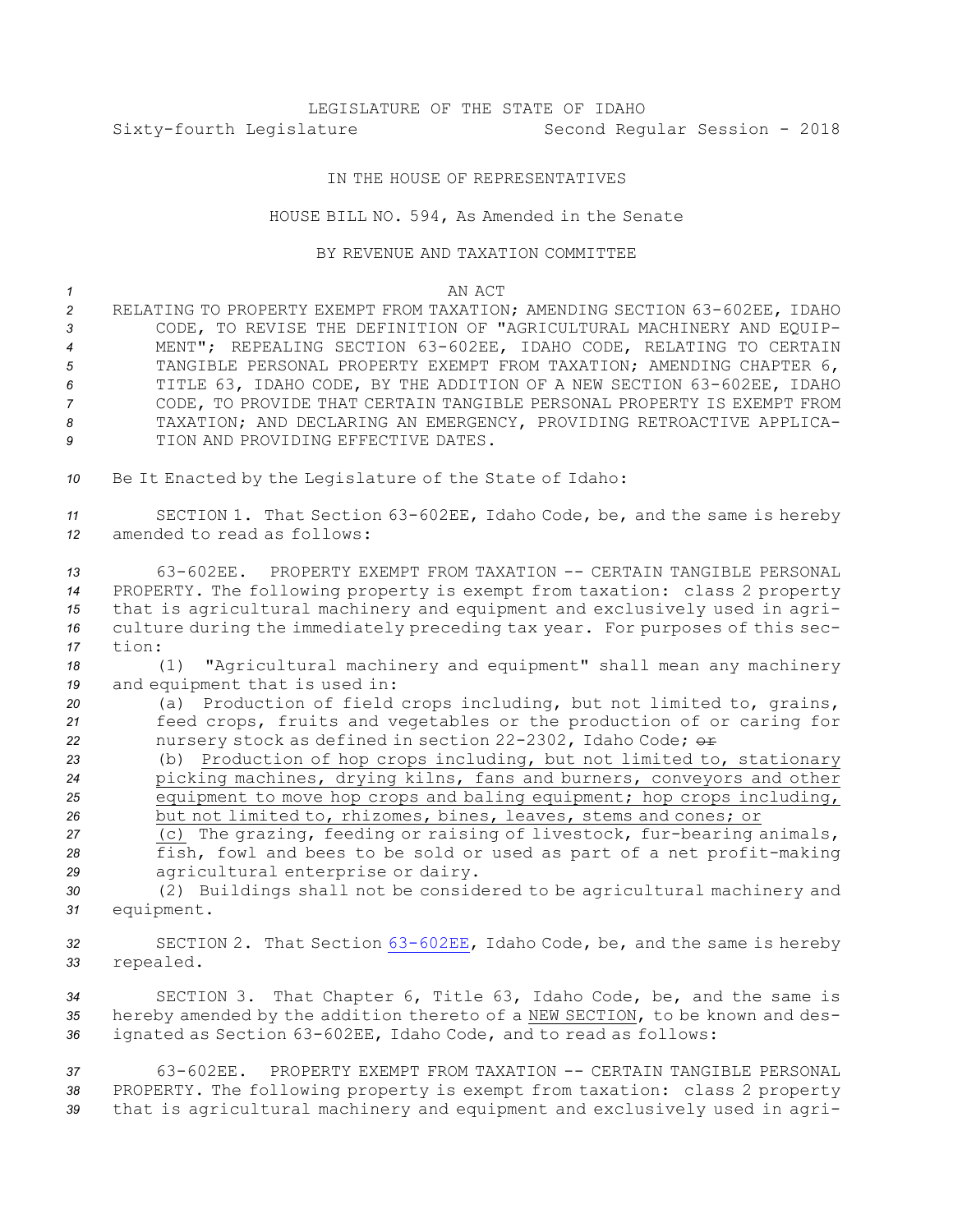LEGISLATURE OF THE STATE OF IDAHO

Sixty-fourth Legislature Second Regular Session - 2018

IN THE HOUSE OF REPRESENTATIVES

HOUSE BILL NO. 594, As Amended in the Senate

BY REVENUE AND TAXATION COMMITTEE

AN ACT

RELATING TO PROPERTY EXEMPT FROM TAXATION; AMENDING SECTION 63-602EE, IDAHO CODE, TO REVISE THE DEFINITION OF "AGRICULTURAL MACHINERY AND EQUIPMENT"; REPEALING SECTION 63-602EE, IDAHO CODE, RELATING TO CERTAIN TANGIBLE PERSONAL PROPERTY EXEMPT FROM TAXATION; AMENDING CHAPTER 6, TITLE 63, IDAHO CODE, BY THE ADDITION OF A NEW SECTION 63-602EE, IDAHO CODE, TO PROVIDE THAT CERTAIN TANGIBLE PERSONAL PROPERTY IS EXEMPT FROM TAXATION; AND DECLARING AN EMERGENCY, PROVIDING RETROACTIVE APPLICATION AND PROVIDING EFFECTIVE DATES.

Be It Enacted by the Legislature of the State of Idaho:

SECTION 1. That Section 63-602EE, Idaho Code, be, and the same is hereby amended to read as follows:

63-602EE. PROPERTY EXEMPT FROM TAXATION -- CERTAIN TANGIBLE PERSONAL PROPERTY. The following property is exempt from taxation: class 2 property that is agricultural machinery and equipment and exclusively used in agriculture during the immediately preceding tax year. For purposes of this section:

(1) "Agricultural machinery and equipment" shall mean any machinery and equipment that is used in:

(a) Production of field crops including, but not limited to, grains, feed crops, fruits and vegetables or the production of or caring for nursery stock as defined in section 22-2302, Idaho Code; ~~or~~

(b) Production of hop crops including, but not limited to, stationary picking machines, drying kilns, fans and burners, conveyors and other equipment to move hop crops and baling equipment; hop crops including, but not limited to, rhizomes, bines, leaves, stems and cones; or

(c) The grazing, feeding or raising of livestock, fur-bearing animals, fish, fowl and bees to be sold or used as part of a net profit-making agricultural enterprise or dairy.

(2) Buildings shall not be considered to be agricultural machinery and equipment.

SECTION 2. That Section 63-602EE, Idaho Code, be, and the same is hereby repealed.

SECTION 3. That Chapter 6, Title 63, Idaho Code, be, and the same is hereby amended by the addition thereto of a NEW SECTION, to be known and designated as Section 63-602EE, Idaho Code, and to read as follows:

63-602EE. PROPERTY EXEMPT FROM TAXATION -- CERTAIN TANGIBLE PERSONAL PROPERTY. The following property is exempt from taxation: class 2 property that is agricultural machinery and equipment and exclusively used in agri-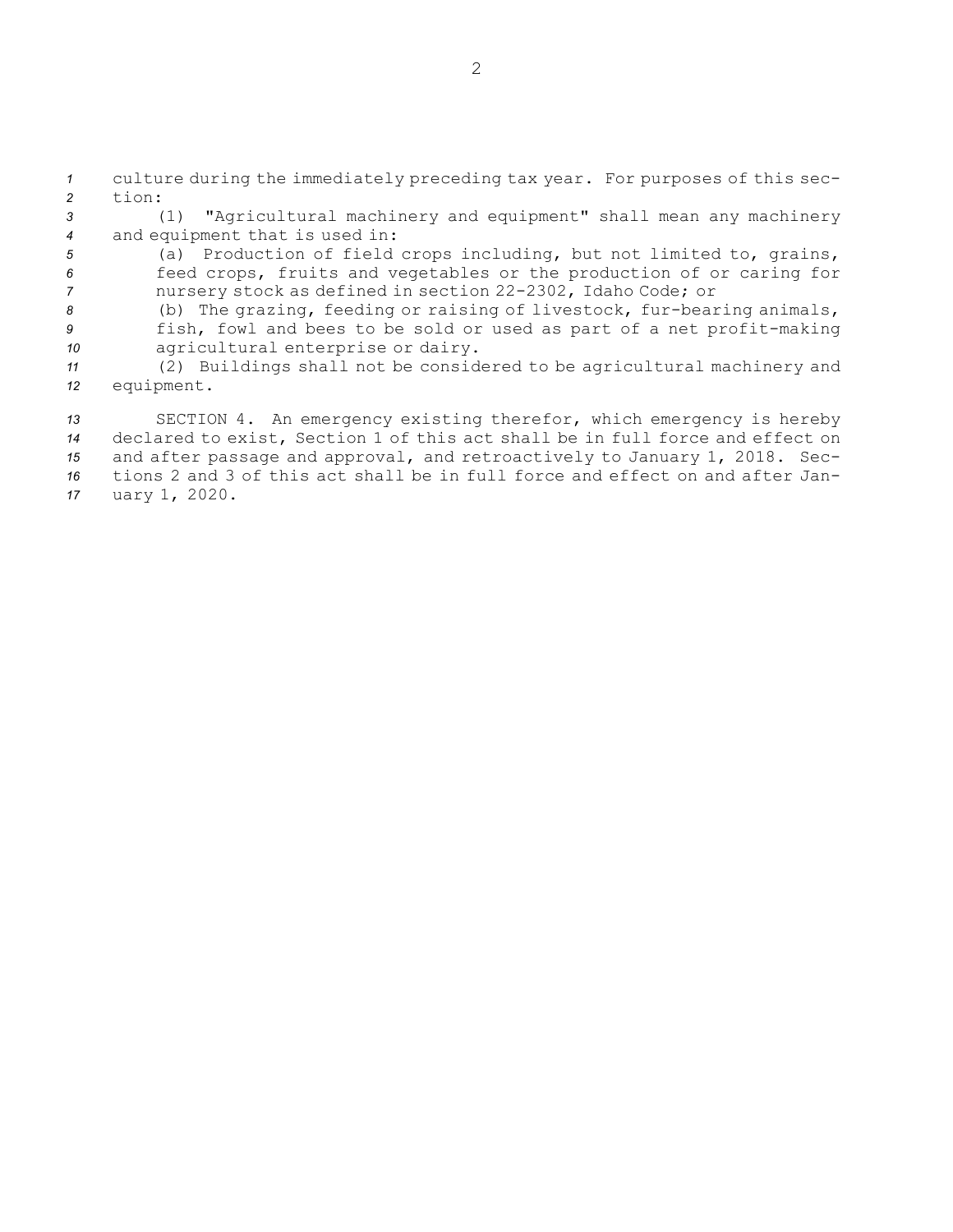culture during the immediately preceding tax year. For purposes of this section:

(1) "Agricultural machinery and equipment" shall mean any machinery and equipment that is used in:

(a) Production of field crops including, but not limited to, grains, feed crops, fruits and vegetables or the production of or caring for nursery stock as defined in section 22-2302, Idaho Code; or

(b) The grazing, feeding or raising of livestock, fur-bearing animals, fish, fowl and bees to be sold or used as part of a net profit-making agricultural enterprise or dairy.

(2) Buildings shall not be considered to be agricultural machinery and equipment.

SECTION 4. An emergency existing therefor, which emergency is hereby declared to exist, Section 1 of this act shall be in full force and effect on and after passage and approval, and retroactively to January 1, 2018. Sections 2 and 3 of this act shall be in full force and effect on and after January 1, 2020.